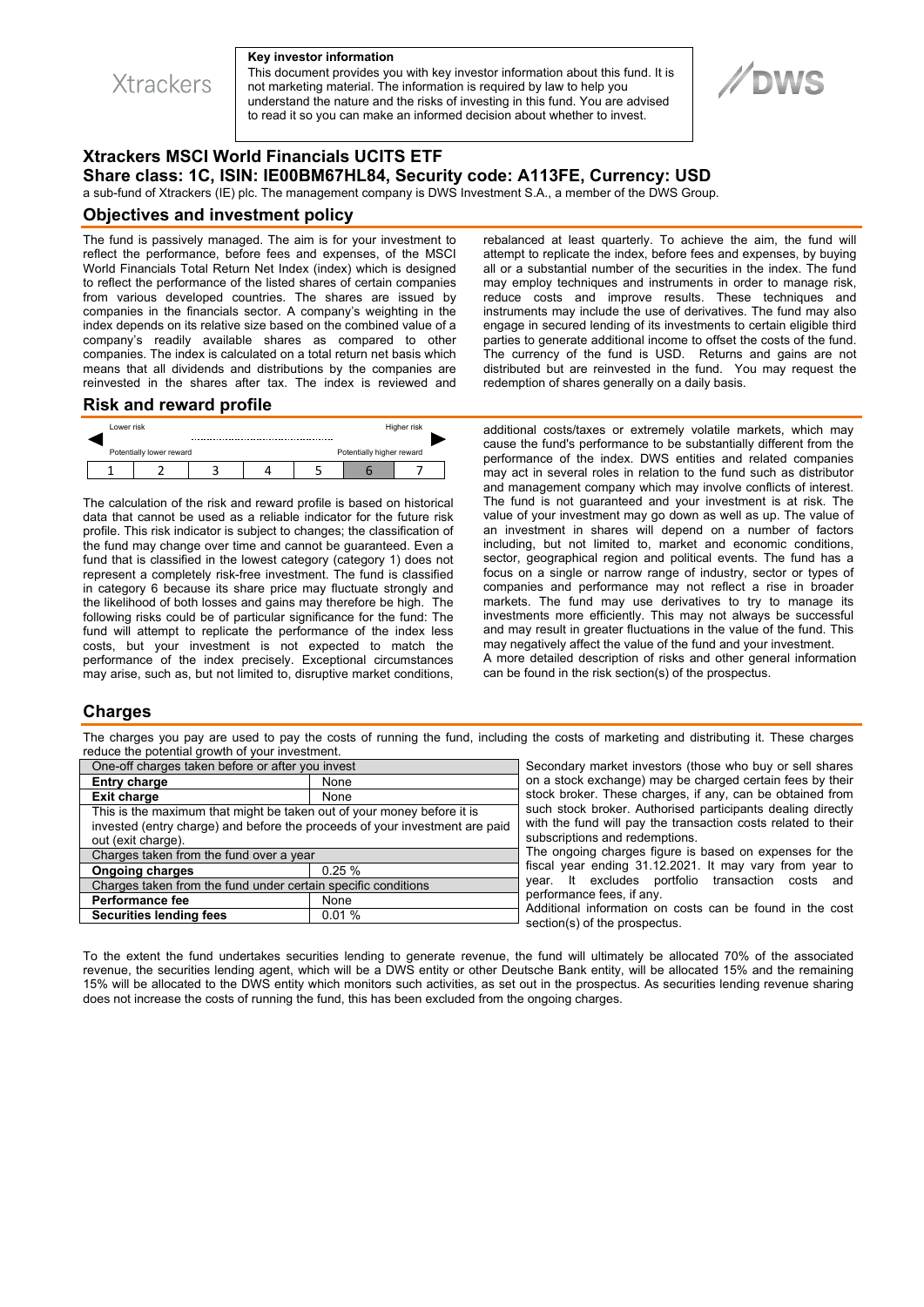Xtrackers

**Key investor information**

This document provides you with key investor information about this fund. It is not marketing material. The information is required by law to help you understand the nature and the risks of investing in this fund. You are advised to read it so you can make an informed decision about whether to invest.

DWS

# Xtrackers MSCI World Financials UCITS ETF

## Share class: 1C, ISIN: IE00BM67HL84, Security code: A113FE, Currency: USD

a sub-fund of Xtrackers (IE) plc. The management company is DWS Investment S.A., a member of the DWS Group.

## Objectives and investment policy

The fund is passively managed. The aim is for your investment to reflect the performance, before fees and expenses, of the MSCI World Financials Total Return Net Index (index) which is designed to reflect the performance of the listed shares of certain companies from various developed countries. The shares are issued by companies in the financials sector. A company's weighting in the index depends on its relative size based on the combined value of a company's readily available shares as compared to other companies. The index is calculated on a total return net basis which means that all dividends and distributions by the companies are reinvested in the shares after tax. The index is reviewed and rebalanced at least quarterly. To achieve the aim, the fund will attempt to replicate the index, before fees and expenses, by buying all or a substantial number of the securities in the index. The fund may employ techniques and instruments in order to manage risk, reduce costs and improve results. These techniques and instruments may include the use of derivatives. The fund may also engage in secured lending of its investments to certain eligible third parties to generate additional income to offset the costs of the fund. The currency of the fund is USD. Returns and gains are not distributed but are reinvested in the fund. You may request the redemption of shares generally on a daily basis.

## Risk and reward profile

Lower risk — Higher risk

Potentially lower reward — Potentially higher reward

| 1 | 2 | 3 | 4 | 5 | **6** | 7 |
|---|---|---|---|---|---|---|

The calculation of the risk and reward profile is based on historical data that cannot be used as a reliable indicator for the future risk profile. This risk indicator is subject to changes; the classification of the fund may change over time and cannot be guaranteed. Even a fund that is classified in the lowest category (category 1) does not represent a completely risk-free investment. The fund is classified in category 6 because its share price may fluctuate strongly and the likelihood of both losses and gains may therefore be high. The following risks could be of particular significance for the fund: The fund will attempt to replicate the performance of the index less costs, but your investment is not expected to match the performance of the index precisely. Exceptional circumstances may arise, such as, but not limited to, disruptive market conditions, additional costs/taxes or extremely volatile markets, which may cause the fund's performance to be substantially different from the performance of the index. DWS entities and related companies may act in several roles in relation to the fund such as distributor and management company which may involve conflicts of interest. The fund is not guaranteed and your investment is at risk. The value of your investment may go down as well as up. The value of an investment in shares will depend on a number of factors including, but not limited to, market and economic conditions, sector, geographical region and political events. The fund has a focus on a single or narrow range of industry, sector or types of companies and performance may not reflect a rise in broader markets. The fund may use derivatives to try to manage its investments more efficiently. This may not always be successful and may result in greater fluctuations in the value of the fund. This may negatively affect the value of the fund and your investment.

A more detailed description of risks and other general information can be found in the risk section(s) of the prospectus.

## Charges

The charges you pay are used to pay the costs of running the fund, including the costs of marketing and distributing it. These charges reduce the potential growth of your investment.

| One-off charges taken before or after you invest | |
|---|---|
| **Entry charge** | None |
| **Exit charge** | None |
| This is the maximum that might be taken out of your money before it is invested (entry charge) and before the proceeds of your investment are paid out (exit charge). | |
| Charges taken from the fund over a year | |
| **Ongoing charges** | 0.25 % |
| Charges taken from the fund under certain specific conditions | |
| **Performance fee** | None |
| **Securities lending fees** | 0.01 % |

Secondary market investors (those who buy or sell shares on a stock exchange) may be charged certain fees by their stock broker. These charges, if any, can be obtained from such stock broker. Authorised participants dealing directly with the fund will pay the transaction costs related to their subscriptions and redemptions.

The ongoing charges figure is based on expenses for the fiscal year ending 31.12.2021. It may vary from year to year. It excludes portfolio transaction costs and performance fees, if any.

Additional information on costs can be found in the cost section(s) of the prospectus.

To the extent the fund undertakes securities lending to generate revenue, the fund will ultimately be allocated 70% of the associated revenue, the securities lending agent, which will be a DWS entity or other Deutsche Bank entity, will be allocated 15% and the remaining 15% will be allocated to the DWS entity which monitors such activities, as set out in the prospectus. As securities lending revenue sharing does not increase the costs of running the fund, this has been excluded from the ongoing charges.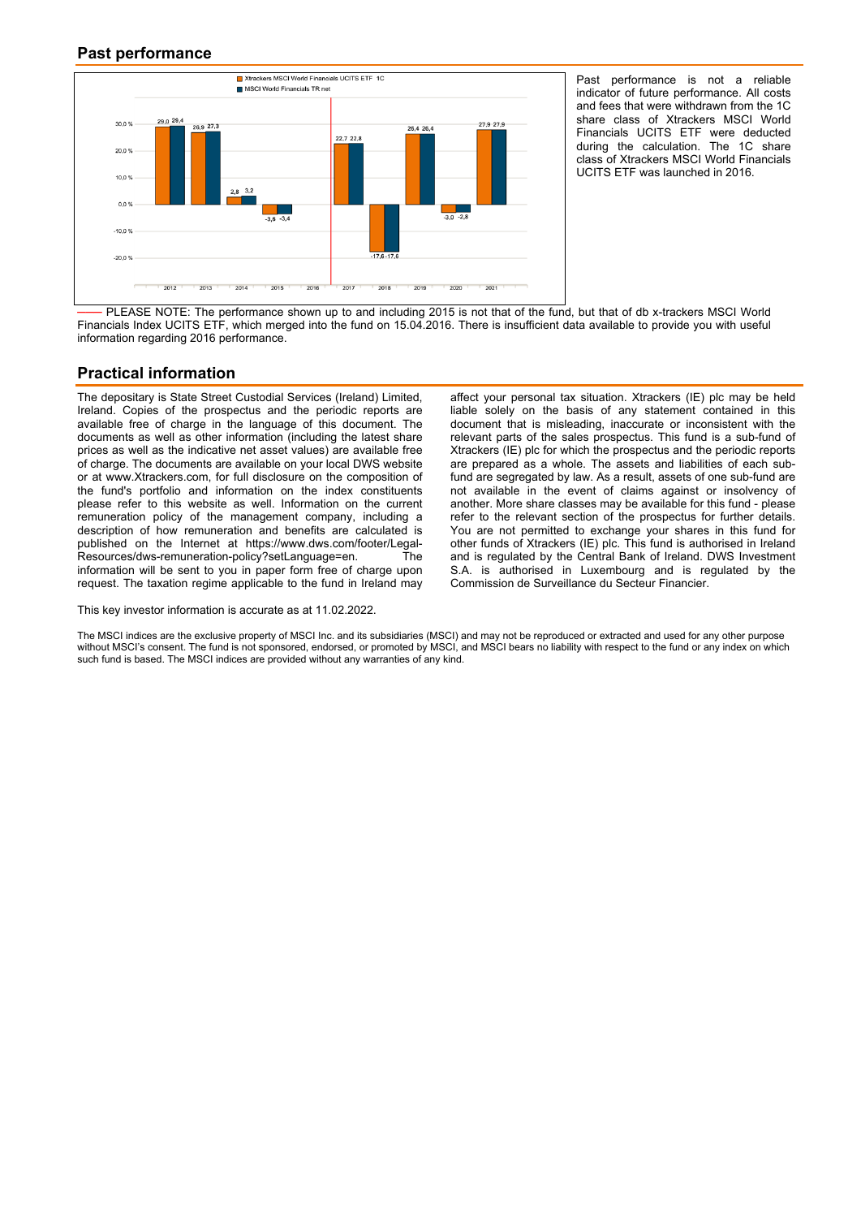## Past performance

Xtrackers MSCI World Financials UCITS ETF 1C
MSCI World Financials TR net

30,0 %
20,0 %
10,0 %
0,0 %
-10,0 %
-20,0 %

29,0 29,4
26,9 27,3
2,8 3,2
-3,6 -3,4
22,7 22,8
-17,6 -17,6
26,4 26,4
-3,0 -2,8
27,9 27,9

2012 2013 2014 2015 2016 2017 2018 2019 2020 2021

Past performance is not a reliable indicator of future performance. All costs and fees that were withdrawn from the 1C share class of Xtrackers MSCI World Financials UCITS ETF were deducted during the calculation. The 1C share class of Xtrackers MSCI World Financials UCITS ETF was launched in 2016.

—— PLEASE NOTE: The performance shown up to and including 2015 is not that of the fund, but that of db x-trackers MSCI World Financials Index UCITS ETF, which merged into the fund on 15.04.2016. There is insufficient data available to provide you with useful information regarding 2016 performance.

## Practical information

The depositary is State Street Custodial Services (Ireland) Limited, Ireland. Copies of the prospectus and the periodic reports are available free of charge in the language of this document. The documents as well as other information (including the latest share prices as well as the indicative net asset values) are available free of charge. The documents are available on your local DWS website or at www.Xtrackers.com, for full disclosure on the composition of the fund's portfolio and information on the index constituents please refer to this website as well. Information on the current remuneration policy of the management company, including a description of how remuneration and benefits are calculated is published on the Internet at https://www.dws.com/footer/Legal-Resources/dws-remuneration-policy?setLanguage=en. The information will be sent to you in paper form free of charge upon request. The taxation regime applicable to the fund in Ireland may affect your personal tax situation. Xtrackers (IE) plc may be held liable solely on the basis of any statement contained in this document that is misleading, inaccurate or inconsistent with the relevant parts of the sales prospectus. This fund is a sub-fund of Xtrackers (IE) plc for which the prospectus and the periodic reports are prepared as a whole. The assets and liabilities of each sub-fund are segregated by law. As a result, assets of one sub-fund are not available in the event of claims against or insolvency of another. More share classes may be available for this fund - please refer to the relevant section of the prospectus for further details. You are not permitted to exchange your shares in this fund for other funds of Xtrackers (IE) plc. This fund is authorised in Ireland and is regulated by the Central Bank of Ireland. DWS Investment S.A. is authorised in Luxembourg and is regulated by the Commission de Surveillance du Secteur Financier.

This key investor information is accurate as at 11.02.2022.

The MSCI indices are the exclusive property of MSCI Inc. and its subsidiaries (MSCI) and may not be reproduced or extracted and used for any other purpose without MSCI's consent. The fund is not sponsored, endorsed, or promoted by MSCI, and MSCI bears no liability with respect to the fund or any index on which such fund is based. The MSCI indices are provided without any warranties of any kind.